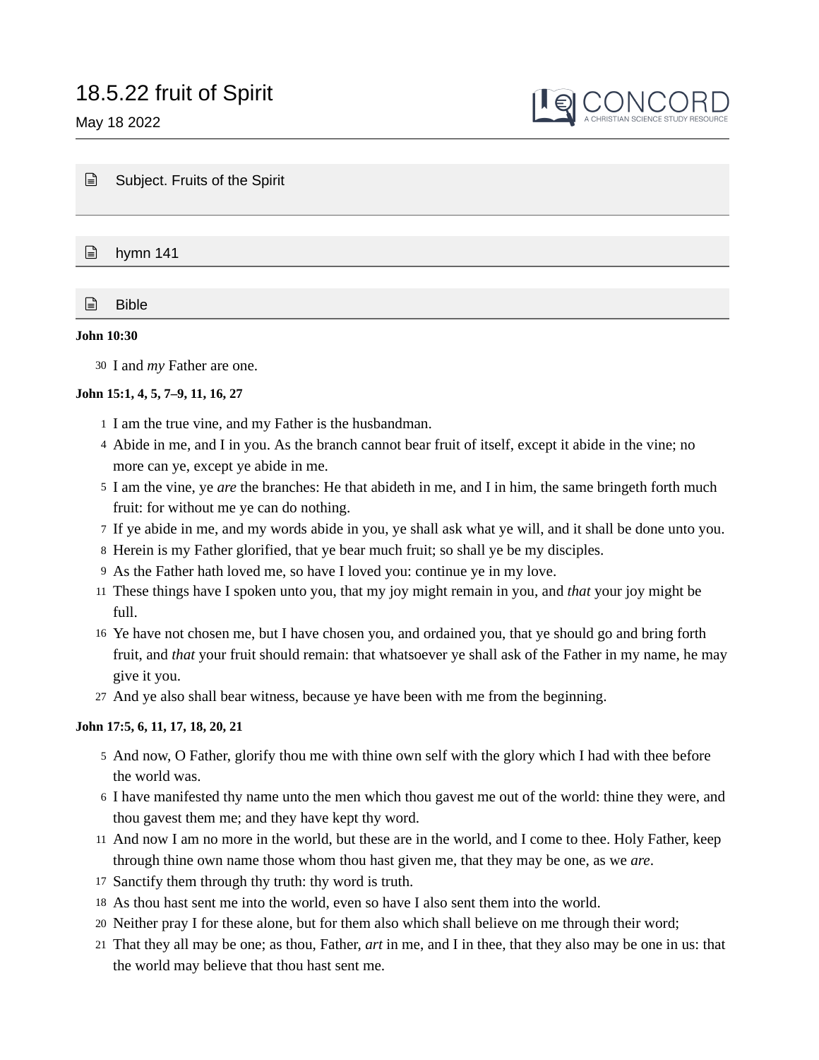# 18.5.22 fruit of Spirit

May 18 2022

Subject. Fruits of the Spirit

hymn 141

Bible

**John 10:30**

30 I and *my* Father are one.

**John 15:1, 4, 5, 7–9, 11, 16, 27**

1 I am the true vine, and my Father is the husbandman.

4 Abide in me, and I in you. As the branch cannot bear fruit of itself, except it abide in the vine; no more can ye, except ye abide in me.

5 I am the vine, ye *are* the branches: He that abideth in me, and I in him, the same bringeth forth much fruit: for without me ye can do nothing.

7 If ye abide in me, and my words abide in you, ye shall ask what ye will, and it shall be done unto you.

8 Herein is my Father glorified, that ye bear much fruit; so shall ye be my disciples.

9 As the Father hath loved me, so have I loved you: continue ye in my love.

11 These things have I spoken unto you, that my joy might remain in you, and *that* your joy might be full.

16 Ye have not chosen me, but I have chosen you, and ordained you, that ye should go and bring forth fruit, and *that* your fruit should remain: that whatsoever ye shall ask of the Father in my name, he may give it you.

27 And ye also shall bear witness, because ye have been with me from the beginning.

**John 17:5, 6, 11, 17, 18, 20, 21**

5 And now, O Father, glorify thou me with thine own self with the glory which I had with thee before the world was.

6 I have manifested thy name unto the men which thou gavest me out of the world: thine they were, and thou gavest them me; and they have kept thy word.

11 And now I am no more in the world, but these are in the world, and I come to thee. Holy Father, keep through thine own name those whom thou hast given me, that they may be one, as we *are*.

17 Sanctify them through thy truth: thy word is truth.

18 As thou hast sent me into the world, even so have I also sent them into the world.

20 Neither pray I for these alone, but for them also which shall believe on me through their word;

21 That they all may be one; as thou, Father, *art* in me, and I in thee, that they also may be one in us: that the world may believe that thou hast sent me.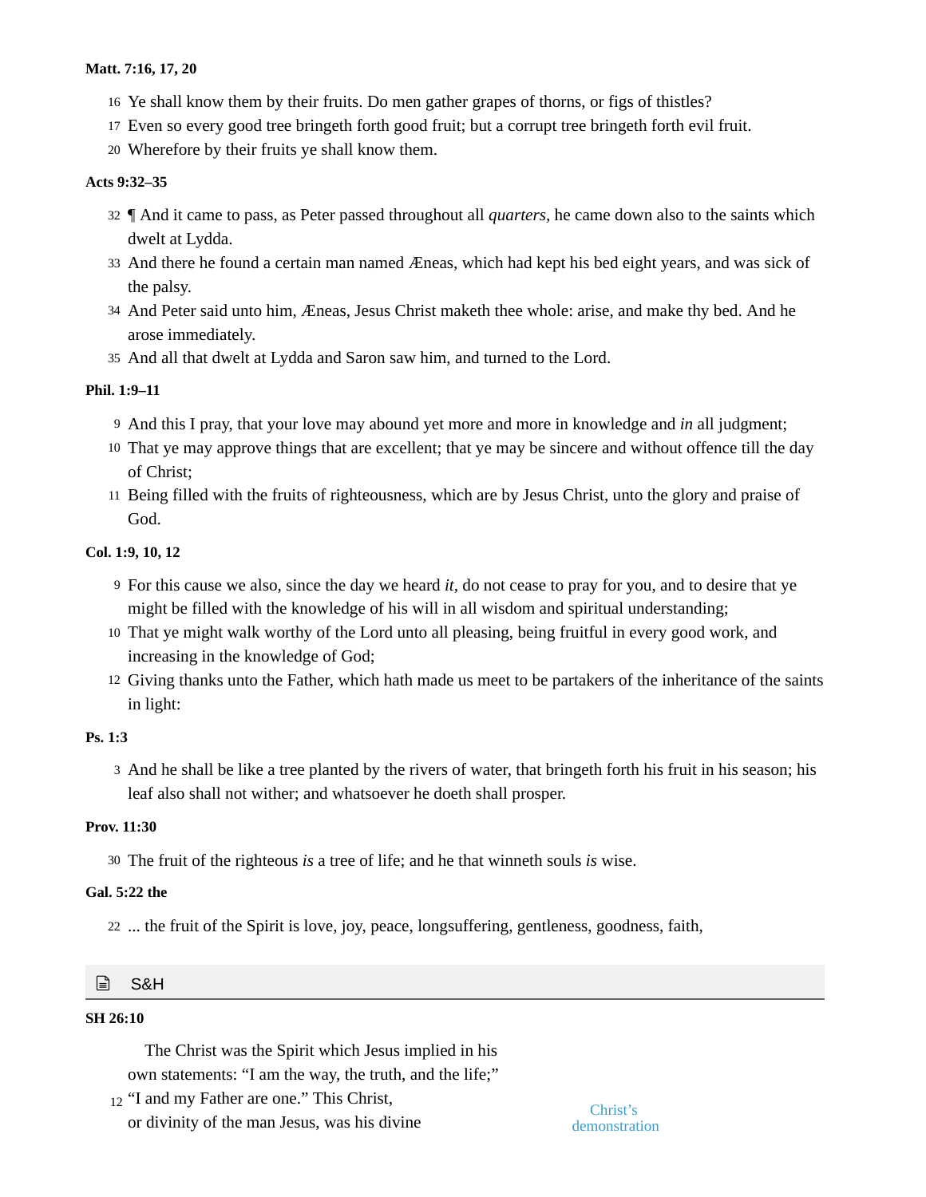**Matt. 7:16, 17, 20**

16 Ye shall know them by their fruits. Do men gather grapes of thorns, or figs of thistles?
17 Even so every good tree bringeth forth good fruit; but a corrupt tree bringeth forth evil fruit.
20 Wherefore by their fruits ye shall know them.

**Acts 9:32–35**

32 ¶ And it came to pass, as Peter passed throughout all *quarters,* he came down also to the saints which dwelt at Lydda.
33 And there he found a certain man named Æneas, which had kept his bed eight years, and was sick of the palsy.
34 And Peter said unto him, Æneas, Jesus Christ maketh thee whole: arise, and make thy bed. And he arose immediately.
35 And all that dwelt at Lydda and Saron saw him, and turned to the Lord.

**Phil. 1:9–11**

9 And this I pray, that your love may abound yet more and more in knowledge and *in* all judgment;
10 That ye may approve things that are excellent; that ye may be sincere and without offence till the day of Christ;
11 Being filled with the fruits of righteousness, which are by Jesus Christ, unto the glory and praise of God.

**Col. 1:9, 10, 12**

9 For this cause we also, since the day we heard *it,* do not cease to pray for you, and to desire that ye might be filled with the knowledge of his will in all wisdom and spiritual understanding;
10 That ye might walk worthy of the Lord unto all pleasing, being fruitful in every good work, and increasing in the knowledge of God;
12 Giving thanks unto the Father, which hath made us meet to be partakers of the inheritance of the saints in light:

**Ps. 1:3**

3 And he shall be like a tree planted by the rivers of water, that bringeth forth his fruit in his season; his leaf also shall not wither; and whatsoever he doeth shall prosper.

**Prov. 11:30**

30 The fruit of the righteous *is* a tree of life; and he that winneth souls *is* wise.

**Gal. 5:22 the**

22 ... the fruit of the Spirit is love, joy, peace, longsuffering, gentleness, goodness, faith,

## S&H

**SH 26:10**

The Christ was the Spirit which Jesus implied in his own statements: “I am the way, the truth, and the life;”
12 “I and my Father are one.” This Christ, or divinity of the man Jesus, was his divine

Christ’s demonstration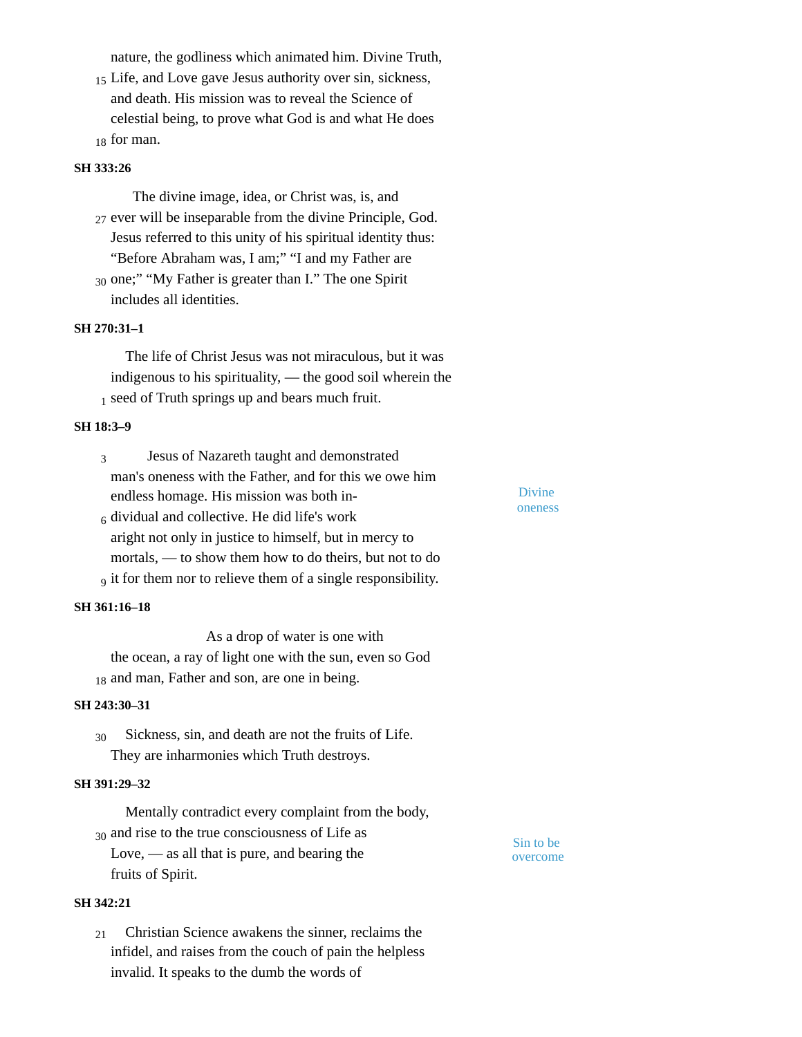nature, the godliness which animated him. Divine Truth, Life, and Love gave Jesus authority over sin, sickness, and death. His mission was to reveal the Science of celestial being, to prove what God is and what He does for man.

**SH 333:26**

The divine image, idea, or Christ was, is, and ever will be inseparable from the divine Principle, God. Jesus referred to this unity of his spiritual identity thus: "Before Abraham was, I am;" "I and my Father are one;" "My Father is greater than I." The one Spirit includes all identities.

**SH 270:31–1**

The life of Christ Jesus was not miraculous, but it was indigenous to his spirituality, — the good soil wherein the seed of Truth springs up and bears much fruit.

**SH 18:3–9**

Divine oneness

Jesus of Nazareth taught and demonstrated man's oneness with the Father, and for this we owe him endless homage. His mission was both individual and collective. He did life's work aright not only in justice to himself, but in mercy to mortals, — to show them how to do theirs, but not to do it for them nor to relieve them of a single responsibility.

**SH 361:16–18**

As a drop of water is one with the ocean, a ray of light one with the sun, even so God and man, Father and son, are one in being.

**SH 243:30–31**

Sickness, sin, and death are not the fruits of Life. They are inharmonies which Truth destroys.

**SH 391:29–32**

Sin to be overcome

Mentally contradict every complaint from the body, and rise to the true consciousness of Life as Love, — as all that is pure, and bearing the fruits of Spirit.

**SH 342:21**

Christian Science awakens the sinner, reclaims the infidel, and raises from the couch of pain the helpless invalid. It speaks to the dumb the words of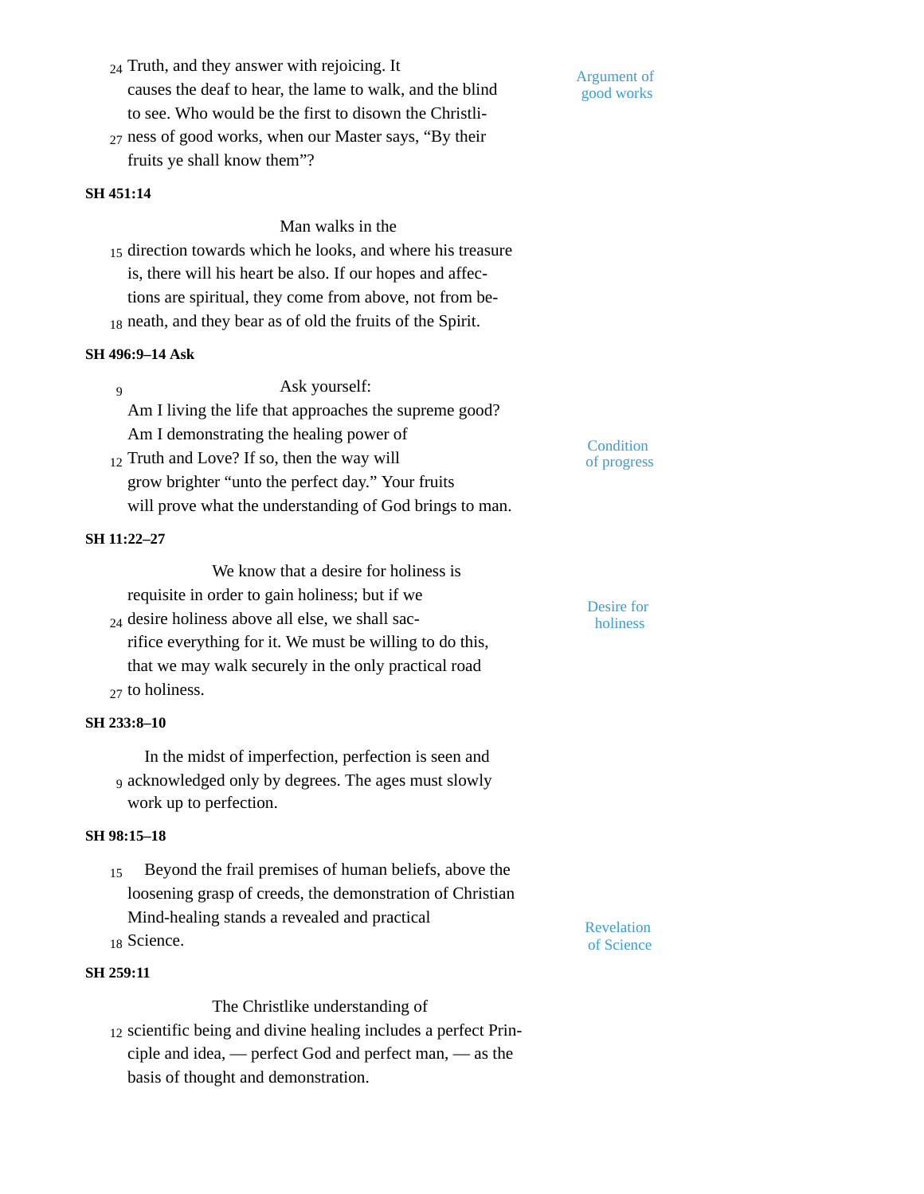Truth, and they answer with rejoicing. It causes the deaf to hear, the lame to walk, and the blind to see. Who would be the first to disown the Christliness of good works, when our Master says, "By their fruits ye shall know them"?

*Argument of good works*

**SH 451:14**

Man walks in the direction towards which he looks, and where his treasure is, there will his heart be also. If our hopes and affections are spiritual, they come from above, not from beneath, and they bear as of old the fruits of the Spirit.

**SH 496:9–14 Ask**

Ask yourself: Am I living the life that approaches the supreme good? Am I demonstrating the healing power of Truth and Love? If so, then the way will grow brighter "unto the perfect day." Your fruits will prove what the understanding of God brings to man.

*Condition of progress*

**SH 11:22–27**

We know that a desire for holiness is requisite in order to gain holiness; but if we desire holiness above all else, we shall sacrifice everything for it. We must be willing to do this, that we may walk securely in the only practical road to holiness.

*Desire for holiness*

**SH 233:8–10**

In the midst of imperfection, perfection is seen and acknowledged only by degrees. The ages must slowly work up to perfection.

**SH 98:15–18**

Beyond the frail premises of human beliefs, above the loosening grasp of creeds, the demonstration of Christian Mind-healing stands a revealed and practical Science.

*Revelation of Science*

**SH 259:11**

The Christlike understanding of scientific being and divine healing includes a perfect Principle and idea, — perfect God and perfect man, — as the basis of thought and demonstration.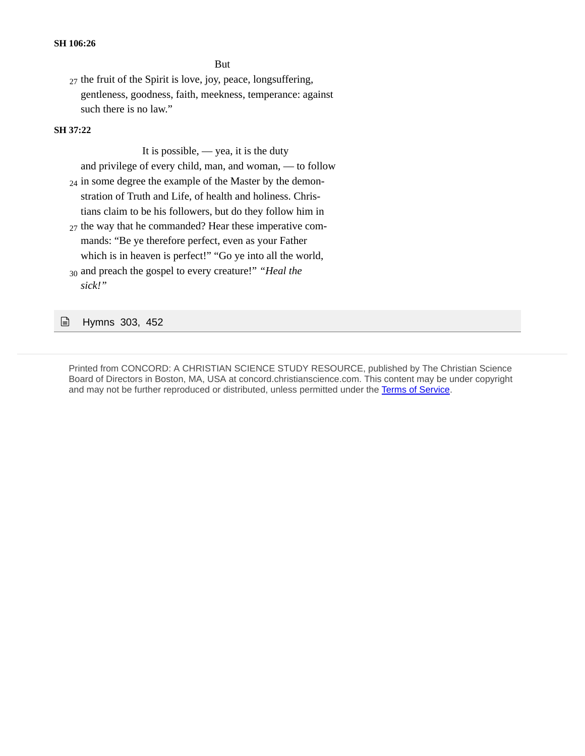**SH 106:26**

But

27 the fruit of the Spirit is love, joy, peace, longsuffering, gentleness, goodness, faith, meekness, temperance: against such there is no law."

**SH 37:22**

It is possible, — yea, it is the duty and privilege of every child, man, and woman, — to follow

24 in some degree the example of the Master by the demonstration of Truth and Life, of health and holiness. Christians claim to be his followers, but do they follow him in

27 the way that he commanded? Hear these imperative commands: "Be ye therefore perfect, even as your Father which is in heaven is perfect!" "Go ye into all the world,

30 and preach the gospel to every creature!" *"Heal the sick!"*

Hymns 303, 452

Printed from CONCORD: A CHRISTIAN SCIENCE STUDY RESOURCE, published by The Christian Science Board of Directors in Boston, MA, USA at concord.christianscience.com. This content may be under copyright and may not be further reproduced or distributed, unless permitted under the Terms of Service.